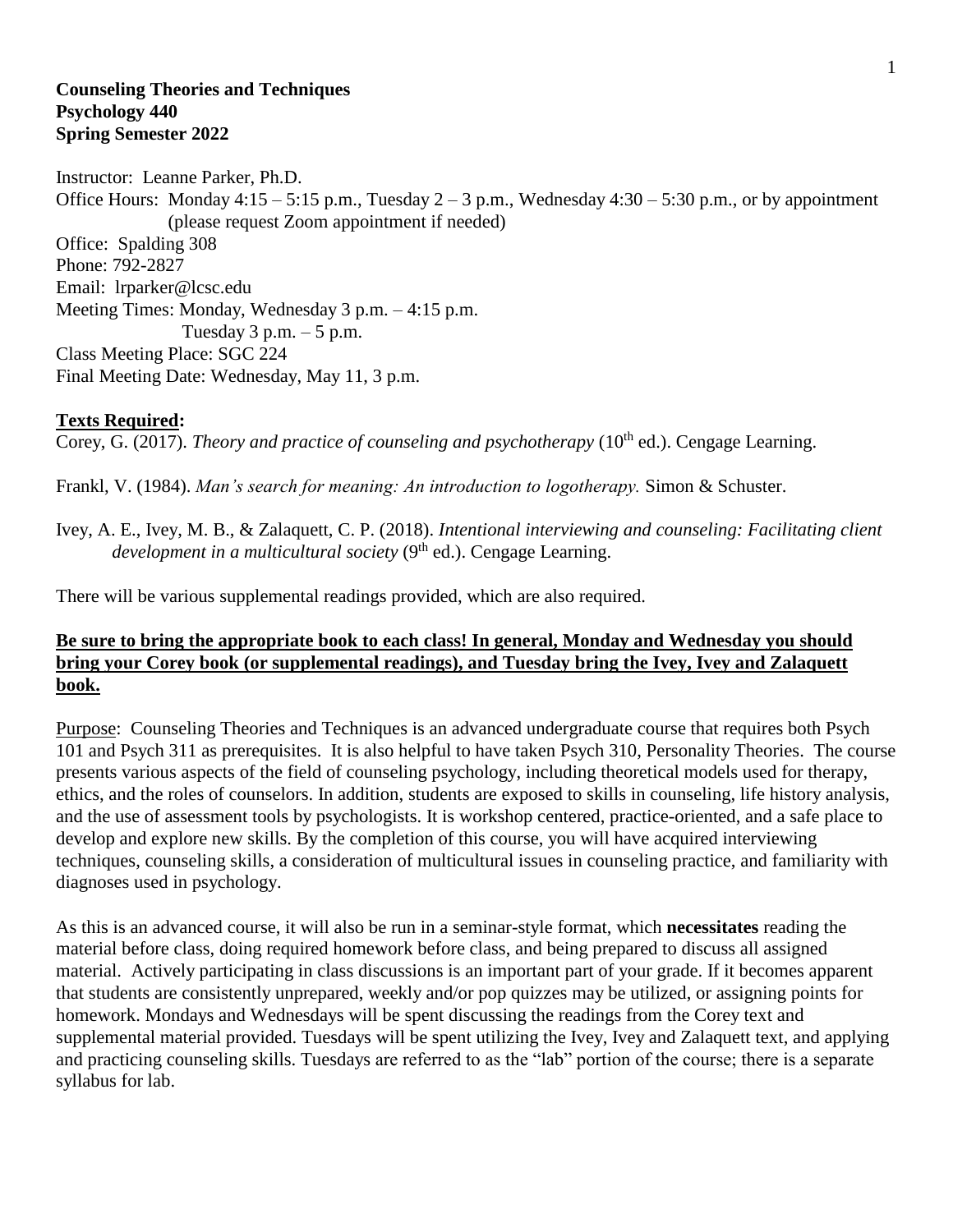**Counseling Theories and Techniques**
**Psychology 440**
**Spring Semester 2022**

Instructor: Leanne Parker, Ph.D.
Office Hours: Monday 4:15 – 5:15 p.m., Tuesday 2 – 3 p.m., Wednesday 4:30 – 5:30 p.m., or by appointment (please request Zoom appointment if needed)
Office: Spalding 308
Phone: 792-2827
Email: lrparker@lcsc.edu
Meeting Times: Monday, Wednesday 3 p.m. – 4:15 p.m.
Tuesday 3 p.m. – 5 p.m.
Class Meeting Place: SGC 224
Final Meeting Date: Wednesday, May 11, 3 p.m.

**Texts Required:**

Corey, G. (2017). *Theory and practice of counseling and psychotherapy* (10th ed.). Cengage Learning.

Frankl, V. (1984). *Man's search for meaning: An introduction to logotherapy.* Simon & Schuster.

Ivey, A. E., Ivey, M. B., & Zalaquett, C. P. (2018). *Intentional interviewing and counseling: Facilitating client development in a multicultural society* (9th ed.). Cengage Learning.

There will be various supplemental readings provided, which are also required.

**Be sure to bring the appropriate book to each class! In general, Monday and Wednesday you should bring your Corey book (or supplemental readings), and Tuesday bring the Ivey, Ivey and Zalaquett book.**

Purpose: Counseling Theories and Techniques is an advanced undergraduate course that requires both Psych 101 and Psych 311 as prerequisites. It is also helpful to have taken Psych 310, Personality Theories. The course presents various aspects of the field of counseling psychology, including theoretical models used for therapy, ethics, and the roles of counselors. In addition, students are exposed to skills in counseling, life history analysis, and the use of assessment tools by psychologists. It is workshop centered, practice-oriented, and a safe place to develop and explore new skills. By the completion of this course, you will have acquired interviewing techniques, counseling skills, a consideration of multicultural issues in counseling practice, and familiarity with diagnoses used in psychology.

As this is an advanced course, it will also be run in a seminar-style format, which **necessitates** reading the material before class, doing required homework before class, and being prepared to discuss all assigned material. Actively participating in class discussions is an important part of your grade. If it becomes apparent that students are consistently unprepared, weekly and/or pop quizzes may be utilized, or assigning points for homework. Mondays and Wednesdays will be spent discussing the readings from the Corey text and supplemental material provided. Tuesdays will be spent utilizing the Ivey, Ivey and Zalaquett text, and applying and practicing counseling skills. Tuesdays are referred to as the "lab" portion of the course; there is a separate syllabus for lab.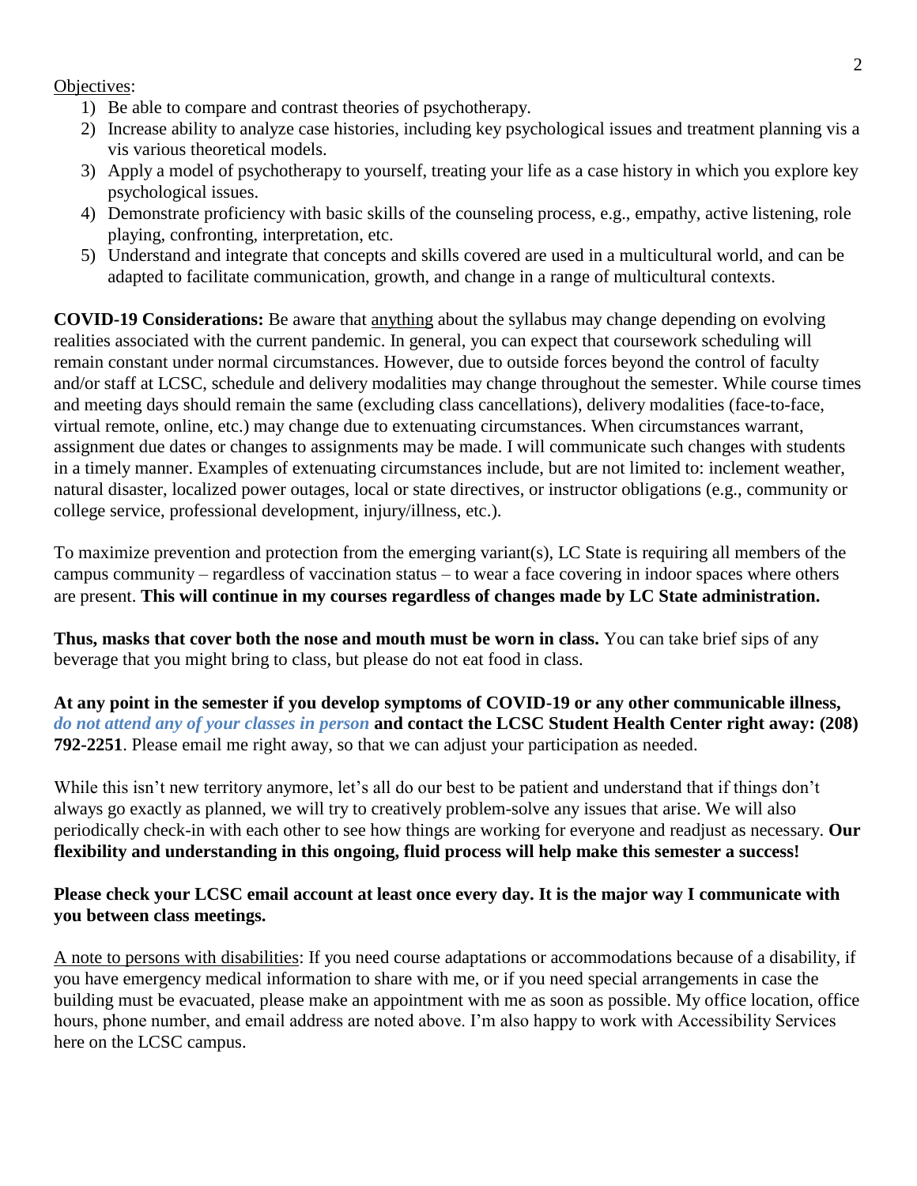Objectives:

1) Be able to compare and contrast theories of psychotherapy.
2) Increase ability to analyze case histories, including key psychological issues and treatment planning vis a vis various theoretical models.
3) Apply a model of psychotherapy to yourself, treating your life as a case history in which you explore key psychological issues.
4) Demonstrate proficiency with basic skills of the counseling process, e.g., empathy, active listening, role playing, confronting, interpretation, etc.
5) Understand and integrate that concepts and skills covered are used in a multicultural world, and can be adapted to facilitate communication, growth, and change in a range of multicultural contexts.

**COVID-19 Considerations:** Be aware that anything about the syllabus may change depending on evolving realities associated with the current pandemic. In general, you can expect that coursework scheduling will remain constant under normal circumstances. However, due to outside forces beyond the control of faculty and/or staff at LCSC, schedule and delivery modalities may change throughout the semester. While course times and meeting days should remain the same (excluding class cancellations), delivery modalities (face-to-face, virtual remote, online, etc.) may change due to extenuating circumstances. When circumstances warrant, assignment due dates or changes to assignments may be made. I will communicate such changes with students in a timely manner. Examples of extenuating circumstances include, but are not limited to: inclement weather, natural disaster, localized power outages, local or state directives, or instructor obligations (e.g., community or college service, professional development, injury/illness, etc.).

To maximize prevention and protection from the emerging variant(s), LC State is requiring all members of the campus community – regardless of vaccination status – to wear a face covering in indoor spaces where others are present. **This will continue in my courses regardless of changes made by LC State administration.**

**Thus, masks that cover both the nose and mouth must be worn in class.** You can take brief sips of any beverage that you might bring to class, but please do not eat food in class.

**At any point in the semester if you develop symptoms of COVID-19 or any other communicable illness, *do not attend any of your classes in person* and contact the LCSC Student Health Center right away: (208) 792-2251**. Please email me right away, so that we can adjust your participation as needed.

While this isn't new territory anymore, let's all do our best to be patient and understand that if things don't always go exactly as planned, we will try to creatively problem-solve any issues that arise. We will also periodically check-in with each other to see how things are working for everyone and readjust as necessary. **Our flexibility and understanding in this ongoing, fluid process will help make this semester a success!**

**Please check your LCSC email account at least once every day. It is the major way I communicate with you between class meetings.**

A note to persons with disabilities: If you need course adaptations or accommodations because of a disability, if you have emergency medical information to share with me, or if you need special arrangements in case the building must be evacuated, please make an appointment with me as soon as possible. My office location, office hours, phone number, and email address are noted above. I'm also happy to work with Accessibility Services here on the LCSC campus.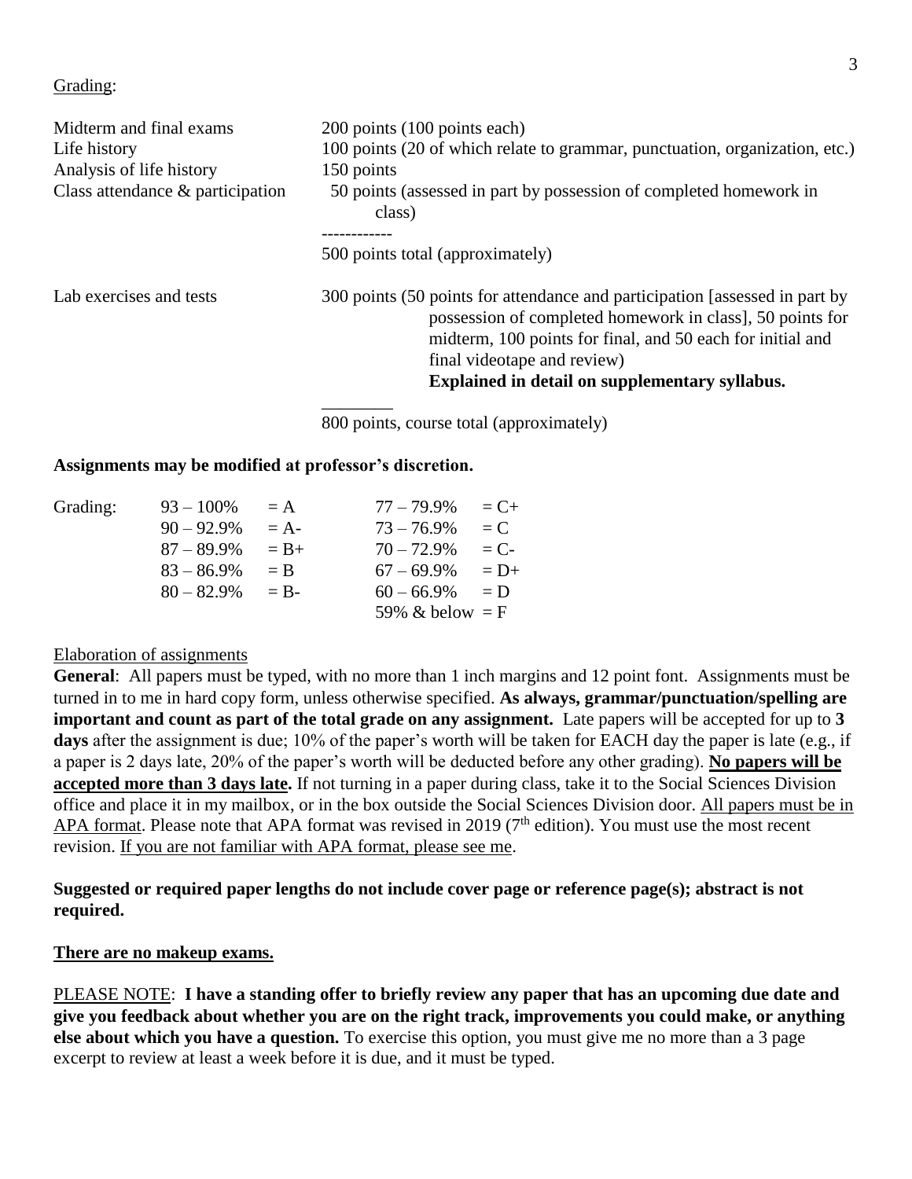Grading:

| | |
|---|---|
| Midterm and final exams | 200 points (100 points each) |
| Life history | 100 points (20 of which relate to grammar, punctuation, organization, etc.) |
| Analysis of life history | 150 points |
| Class attendance & participation | 50 points (assessed in part by possession of completed homework in class) |
| | ------------ |
| | 500 points total (approximately) |
| Lab exercises and tests | 300 points (50 points for attendance and participation [assessed in part by possession of completed homework in class], 50 points for midterm, 100 points for final, and 50 each for initial and final videotape and review) **Explained in detail on supplementary syllabus.** |
| | ________ |
| | 800 points, course total (approximately) |

**Assignments may be modified at professor's discretion.**

| Grading: | | | | |
|---|---|---|---|---|
| 93 – 100% | = A | | 77 – 79.9% | = C+ |
| 90 – 92.9% | = A- | | 73 – 76.9% | = C |
| 87 – 89.9% | = B+ | | 70 – 72.9% | = C- |
| 83 – 86.9% | = B | | 67 – 69.9% | = D+ |
| 80 – 82.9% | = B- | | 60 – 66.9% | = D |
| | | | 59% & below | = F |

Elaboration of assignments

**General**: All papers must be typed, with no more than 1 inch margins and 12 point font. Assignments must be turned in to me in hard copy form, unless otherwise specified. **As always, grammar/punctuation/spelling are important and count as part of the total grade on any assignment.** Late papers will be accepted for up to **3 days** after the assignment is due; 10% of the paper's worth will be taken for EACH day the paper is late (e.g., if a paper is 2 days late, 20% of the paper's worth will be deducted before any other grading). **No papers will be accepted more than 3 days late.** If not turning in a paper during class, take it to the Social Sciences Division office and place it in my mailbox, or in the box outside the Social Sciences Division door. All papers must be in APA format. Please note that APA format was revised in 2019 (7th edition). You must use the most recent revision. If you are not familiar with APA format, please see me.

**Suggested or required paper lengths do not include cover page or reference page(s); abstract is not required.**

**There are no makeup exams.**

PLEASE NOTE: **I have a standing offer to briefly review any paper that has an upcoming due date and give you feedback about whether you are on the right track, improvements you could make, or anything else about which you have a question.** To exercise this option, you must give me no more than a 3 page excerpt to review at least a week before it is due, and it must be typed.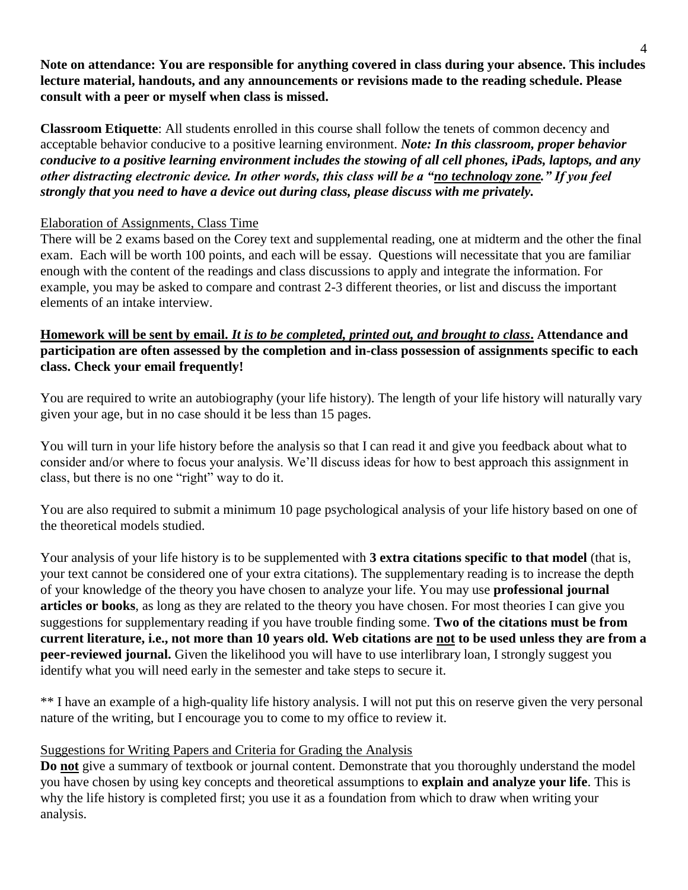**Note on attendance: You are responsible for anything covered in class during your absence. This includes lecture material, handouts, and any announcements or revisions made to the reading schedule. Please consult with a peer or myself when class is missed.**

**Classroom Etiquette**: All students enrolled in this course shall follow the tenets of common decency and acceptable behavior conducive to a positive learning environment. ***Note: In this classroom, proper behavior conducive to a positive learning environment includes the stowing of all cell phones, iPads, laptops, and any other distracting electronic device. In other words, this class will be a "no technology zone." If you feel strongly that you need to have a device out during class, please discuss with me privately.***

Elaboration of Assignments, Class Time

There will be 2 exams based on the Corey text and supplemental reading, one at midterm and the other the final exam. Each will be worth 100 points, and each will be essay. Questions will necessitate that you are familiar enough with the content of the readings and class discussions to apply and integrate the information. For example, you may be asked to compare and contrast 2-3 different theories, or list and discuss the important elements of an intake interview.

**Homework will be sent by email. *It is to be completed, printed out, and brought to class*. Attendance and participation are often assessed by the completion and in-class possession of assignments specific to each class. Check your email frequently!**

You are required to write an autobiography (your life history). The length of your life history will naturally vary given your age, but in no case should it be less than 15 pages.

You will turn in your life history before the analysis so that I can read it and give you feedback about what to consider and/or where to focus your analysis. We'll discuss ideas for how to best approach this assignment in class, but there is no one "right" way to do it.

You are also required to submit a minimum 10 page psychological analysis of your life history based on one of the theoretical models studied.

Your analysis of your life history is to be supplemented with **3 extra citations specific to that model** (that is, your text cannot be considered one of your extra citations). The supplementary reading is to increase the depth of your knowledge of the theory you have chosen to analyze your life. You may use **professional journal articles or books**, as long as they are related to the theory you have chosen. For most theories I can give you suggestions for supplementary reading if you have trouble finding some. **Two of the citations must be from current literature, i.e., not more than 10 years old. Web citations are not to be used unless they are from a peer-reviewed journal.** Given the likelihood you will have to use interlibrary loan, I strongly suggest you identify what you will need early in the semester and take steps to secure it.

** I have an example of a high-quality life history analysis. I will not put this on reserve given the very personal nature of the writing, but I encourage you to come to my office to review it.

Suggestions for Writing Papers and Criteria for Grading the Analysis

**Do not** give a summary of textbook or journal content. Demonstrate that you thoroughly understand the model you have chosen by using key concepts and theoretical assumptions to **explain and analyze your life**. This is why the life history is completed first; you use it as a foundation from which to draw when writing your analysis.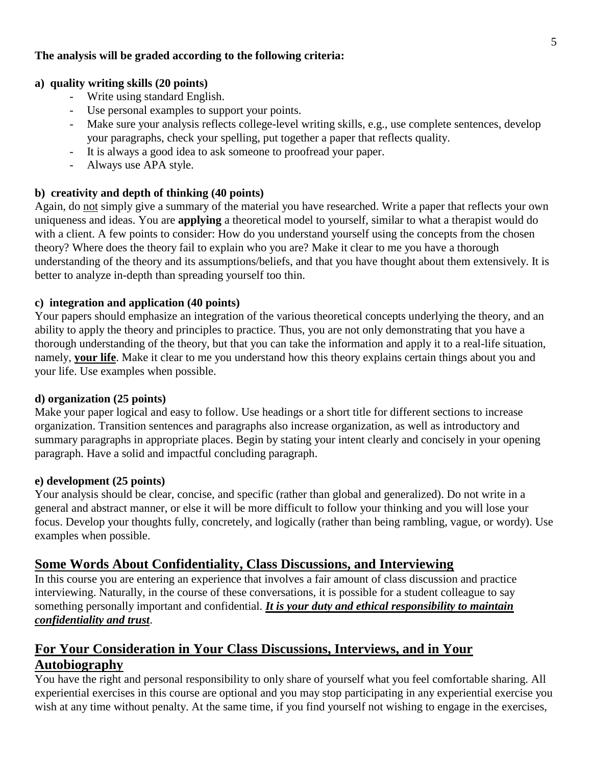**The analysis will be graded according to the following criteria:**

**a) quality writing skills (20 points)**

- Write using standard English.
- Use personal examples to support your points.
- Make sure your analysis reflects college-level writing skills, e.g., use complete sentences, develop your paragraphs, check your spelling, put together a paper that reflects quality.
- It is always a good idea to ask someone to proofread your paper.
- Always use APA style.

**b) creativity and depth of thinking (40 points)**

Again, do <u>not</u> simply give a summary of the material you have researched. Write a paper that reflects your own uniqueness and ideas. You are **applying** a theoretical model to yourself, similar to what a therapist would do with a client. A few points to consider: How do you understand yourself using the concepts from the chosen theory? Where does the theory fail to explain who you are? Make it clear to me you have a thorough understanding of the theory and its assumptions/beliefs, and that you have thought about them extensively. It is better to analyze in-depth than spreading yourself too thin.

**c) integration and application (40 points)**

Your papers should emphasize an integration of the various theoretical concepts underlying the theory, and an ability to apply the theory and principles to practice. Thus, you are not only demonstrating that you have a thorough understanding of the theory, but that you can take the information and apply it to a real-life situation, namely, <u>**your life**</u>. Make it clear to me you understand how this theory explains certain things about you and your life. Use examples when possible.

**d) organization (25 points)**

Make your paper logical and easy to follow. Use headings or a short title for different sections to increase organization. Transition sentences and paragraphs also increase organization, as well as introductory and summary paragraphs in appropriate places. Begin by stating your intent clearly and concisely in your opening paragraph. Have a solid and impactful concluding paragraph.

**e) development (25 points)**

Your analysis should be clear, concise, and specific (rather than global and generalized). Do not write in a general and abstract manner, or else it will be more difficult to follow your thinking and you will lose your focus. Develop your thoughts fully, concretely, and logically (rather than being rambling, vague, or wordy). Use examples when possible.

## Some Words About Confidentiality, Class Discussions, and Interviewing

In this course you are entering an experience that involves a fair amount of class discussion and practice interviewing. Naturally, in the course of these conversations, it is possible for a student colleague to say something personally important and confidential. <u>***It is your duty and ethical responsibility to maintain confidentiality and trust***</u>.

## For Your Consideration in Your Class Discussions, Interviews, and in Your Autobiography

You have the right and personal responsibility to only share of yourself what you feel comfortable sharing. All experiential exercises in this course are optional and you may stop participating in any experiential exercise you wish at any time without penalty. At the same time, if you find yourself not wishing to engage in the exercises,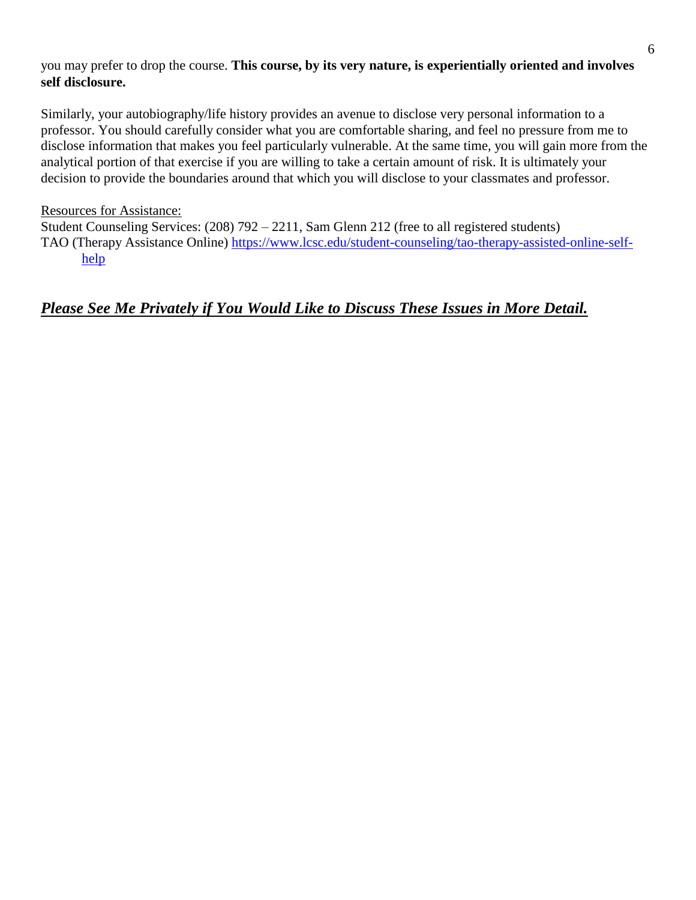you may prefer to drop the course. **This course, by its very nature, is experientially oriented and involves self disclosure.**

Similarly, your autobiography/life history provides an avenue to disclose very personal information to a professor. You should carefully consider what you are comfortable sharing, and feel no pressure from me to disclose information that makes you feel particularly vulnerable. At the same time, you will gain more from the analytical portion of that exercise if you are willing to take a certain amount of risk. It is ultimately your decision to provide the boundaries around that which you will disclose to your classmates and professor.

<u>Resources for Assistance:</u>

Student Counseling Services: (208) 792 – 2211, Sam Glenn 212 (free to all registered students)
TAO (Therapy Assistance Online) [https://www.lcsc.edu/student-counseling/tao-therapy-assisted-online-self-help](https://www.lcsc.edu/student-counseling/tao-therapy-assisted-online-self-help)

***<u>Please See Me Privately if You Would Like to Discuss These Issues in More Detail.</u>***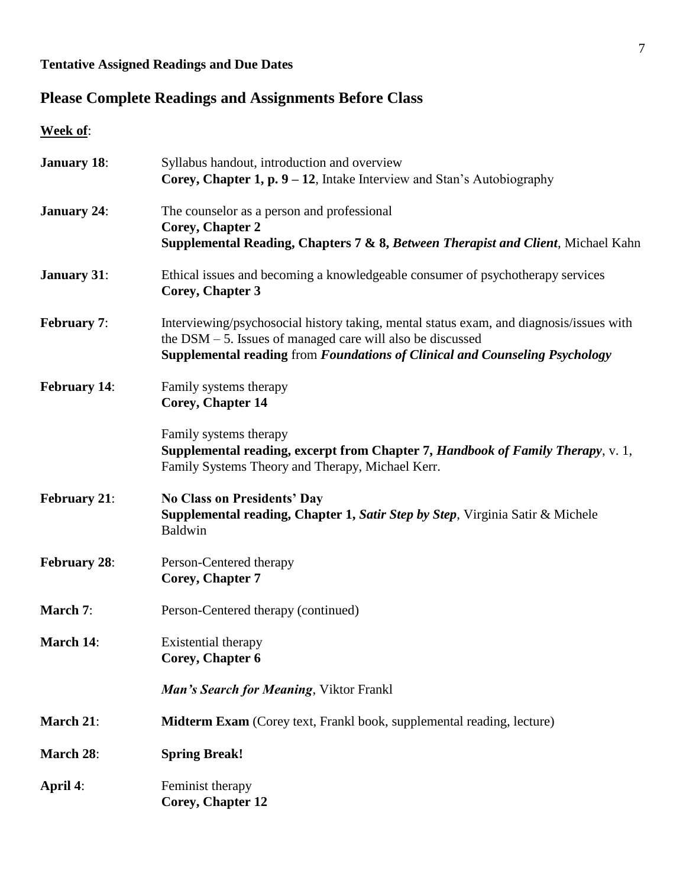**Tentative Assigned Readings and Due Dates**

## Please Complete Readings and Assignments Before Class

**Week of**:

**January 18**: Syllabus handout, introduction and overview
**Corey, Chapter 1, p. 9 – 12**, Intake Interview and Stan's Autobiography

**January 24**: The counselor as a person and professional
**Corey, Chapter 2**
**Supplemental Reading, Chapters 7 & 8, *Between Therapist and Client***, Michael Kahn

**January 31**: Ethical issues and becoming a knowledgeable consumer of psychotherapy services
**Corey, Chapter 3**

**February 7**: Interviewing/psychosocial history taking, mental status exam, and diagnosis/issues with the DSM – 5. Issues of managed care will also be discussed
**Supplemental reading** from ***Foundations of Clinical and Counseling Psychology***

**February 14**: Family systems therapy
**Corey, Chapter 14**

Family systems therapy
**Supplemental reading, excerpt from Chapter 7, *Handbook of Family Therapy***, v. 1, Family Systems Theory and Therapy, Michael Kerr.

**February 21**: **No Class on Presidents' Day**
**Supplemental reading, Chapter 1, *Satir Step by Step***, Virginia Satir & Michele Baldwin

**February 28**: Person-Centered therapy
**Corey, Chapter 7**

**March 7**: Person-Centered therapy (continued)

**March 14**: Existential therapy
**Corey, Chapter 6**

***Man's Search for Meaning***, Viktor Frankl

**March 21**: **Midterm Exam** (Corey text, Frankl book, supplemental reading, lecture)

**March 28**: **Spring Break!**

**April 4**: Feminist therapy
**Corey, Chapter 12**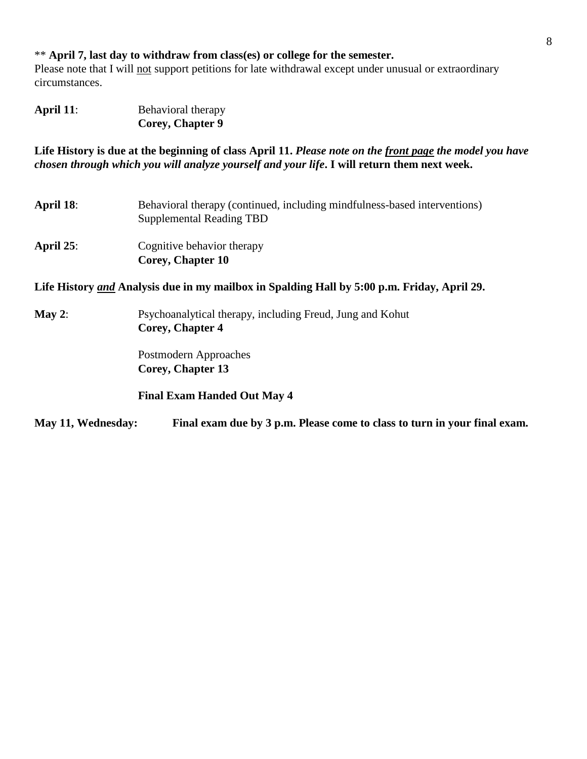** **April 7, last day to withdraw from class(es) or college for the semester.**
Please note that I will not support petitions for late withdrawal except under unusual or extraordinary circumstances.

**April 11**: Behavioral therapy
**Corey, Chapter 9**

**Life History is due at the beginning of class April 11.** ***Please note on the front page the model you have chosen through which you will analyze yourself and your life*. I will return them next week.**

**April 18**: Behavioral therapy (continued, including mindfulness-based interventions)
Supplemental Reading TBD

**April 25**: Cognitive behavior therapy
**Corey, Chapter 10**

**Life History *and* Analysis due in my mailbox in Spalding Hall by 5:00 p.m. Friday, April 29.**

**May 2**: Psychoanalytical therapy, including Freud, Jung and Kohut
**Corey, Chapter 4**

Postmodern Approaches
**Corey, Chapter 13**

**Final Exam Handed Out May 4**

**May 11, Wednesday: Final exam due by 3 p.m. Please come to class to turn in your final exam.**